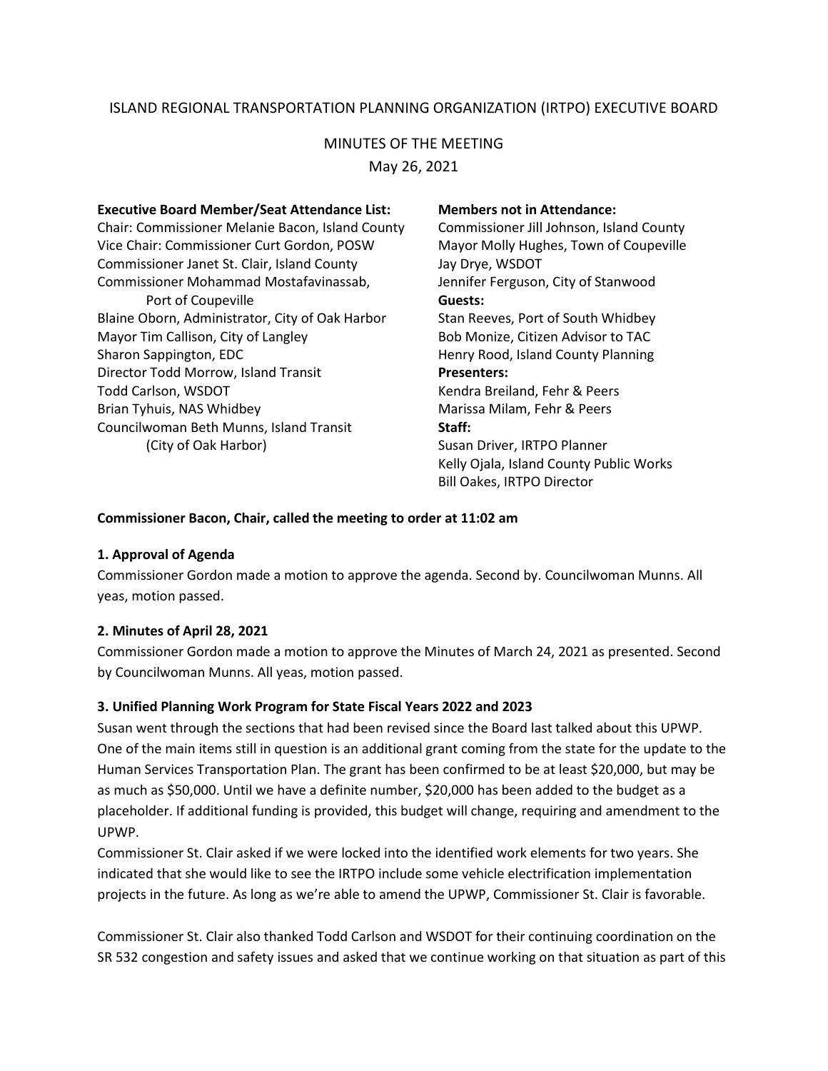# ISLAND REGIONAL TRANSPORTATION PLANNING ORGANIZATION (IRTPO) EXECUTIVE BOARD

## MINUTES OF THE MEETING

May 26, 2021

**Executive Board Member/Seat Attendance List:**
Chair: Commissioner Melanie Bacon, Island County
Vice Chair: Commissioner Curt Gordon, POSW
Commissioner Janet St. Clair, Island County
Commissioner Mohammad Mostafavinassab, Port of Coupeville
Blaine Oborn, Administrator, City of Oak Harbor
Mayor Tim Callison, City of Langley
Sharon Sappington, EDC
Director Todd Morrow, Island Transit
Todd Carlson, WSDOT
Brian Tyhuis, NAS Whidbey
Councilwoman Beth Munns, Island Transit (City of Oak Harbor)

**Members not in Attendance:**
Commissioner Jill Johnson, Island County
Mayor Molly Hughes, Town of Coupeville
Jay Drye, WSDOT
Jennifer Ferguson, City of Stanwood

**Guests:**
Stan Reeves, Port of South Whidbey
Bob Monize, Citizen Advisor to TAC
Henry Rood, Island County Planning

**Presenters:**
Kendra Breiland, Fehr & Peers
Marissa Milam, Fehr & Peers

**Staff:**
Susan Driver, IRTPO Planner
Kelly Ojala, Island County Public Works
Bill Oakes, IRTPO Director

**Commissioner Bacon, Chair, called the meeting to order at 11:02 am**

**1. Approval of Agenda**

Commissioner Gordon made a motion to approve the agenda. Second by. Councilwoman Munns. All yeas, motion passed.

**2. Minutes of April 28, 2021**

Commissioner Gordon made a motion to approve the Minutes of March 24, 2021 as presented. Second by Councilwoman Munns. All yeas, motion passed.

**3. Unified Planning Work Program for State Fiscal Years 2022 and 2023**

Susan went through the sections that had been revised since the Board last talked about this UPWP. One of the main items still in question is an additional grant coming from the state for the update to the Human Services Transportation Plan. The grant has been confirmed to be at least $20,000, but may be as much as $50,000. Until we have a definite number, $20,000 has been added to the budget as a placeholder. If additional funding is provided, this budget will change, requiring and amendment to the UPWP.

Commissioner St. Clair asked if we were locked into the identified work elements for two years. She indicated that she would like to see the IRTPO include some vehicle electrification implementation projects in the future. As long as we're able to amend the UPWP, Commissioner St. Clair is favorable.

Commissioner St. Clair also thanked Todd Carlson and WSDOT for their continuing coordination on the SR 532 congestion and safety issues and asked that we continue working on that situation as part of this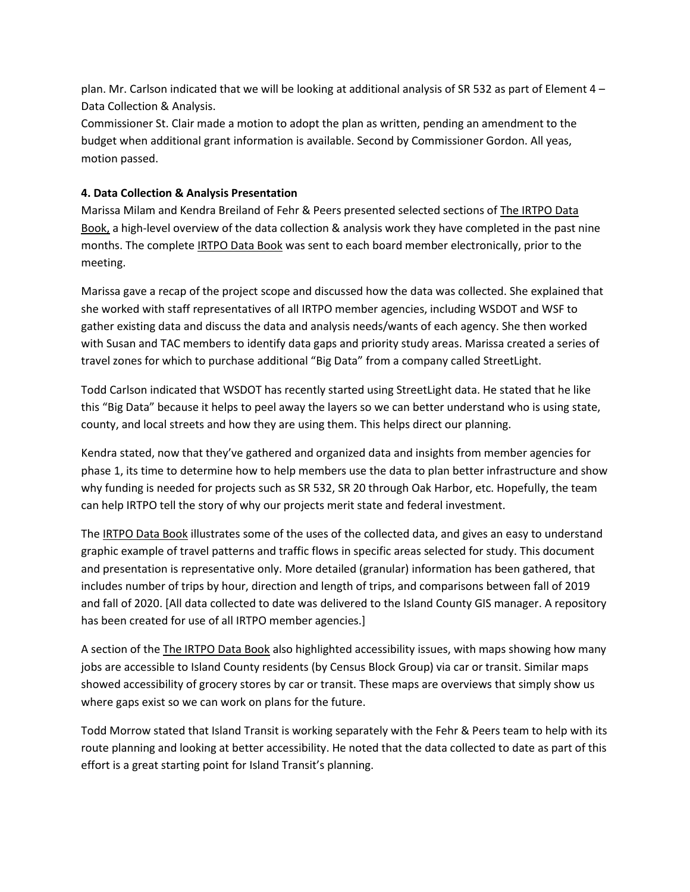plan. Mr. Carlson indicated that we will be looking at additional analysis of SR 532 as part of Element 4 – Data Collection & Analysis.

Commissioner St. Clair made a motion to adopt the plan as written, pending an amendment to the budget when additional grant information is available. Second by Commissioner Gordon. All yeas, motion passed.

**4. Data Collection & Analysis Presentation**

Marissa Milam and Kendra Breiland of Fehr & Peers presented selected sections of The IRTPO Data Book, a high-level overview of the data collection & analysis work they have completed in the past nine months. The complete IRTPO Data Book was sent to each board member electronically, prior to the meeting.

Marissa gave a recap of the project scope and discussed how the data was collected. She explained that she worked with staff representatives of all IRTPO member agencies, including WSDOT and WSF to gather existing data and discuss the data and analysis needs/wants of each agency. She then worked with Susan and TAC members to identify data gaps and priority study areas. Marissa created a series of travel zones for which to purchase additional "Big Data" from a company called StreetLight.

Todd Carlson indicated that WSDOT has recently started using StreetLight data. He stated that he like this "Big Data" because it helps to peel away the layers so we can better understand who is using state, county, and local streets and how they are using them. This helps direct our planning.

Kendra stated, now that they've gathered and organized data and insights from member agencies for phase 1, its time to determine how to help members use the data to plan better infrastructure and show why funding is needed for projects such as SR 532, SR 20 through Oak Harbor, etc. Hopefully, the team can help IRTPO tell the story of why our projects merit state and federal investment.

The IRTPO Data Book illustrates some of the uses of the collected data, and gives an easy to understand graphic example of travel patterns and traffic flows in specific areas selected for study. This document and presentation is representative only. More detailed (granular) information has been gathered, that includes number of trips by hour, direction and length of trips, and comparisons between fall of 2019 and fall of 2020. [All data collected to date was delivered to the Island County GIS manager. A repository has been created for use of all IRTPO member agencies.]

A section of the The IRTPO Data Book also highlighted accessibility issues, with maps showing how many jobs are accessible to Island County residents (by Census Block Group) via car or transit. Similar maps showed accessibility of grocery stores by car or transit. These maps are overviews that simply show us where gaps exist so we can work on plans for the future.

Todd Morrow stated that Island Transit is working separately with the Fehr & Peers team to help with its route planning and looking at better accessibility. He noted that the data collected to date as part of this effort is a great starting point for Island Transit's planning.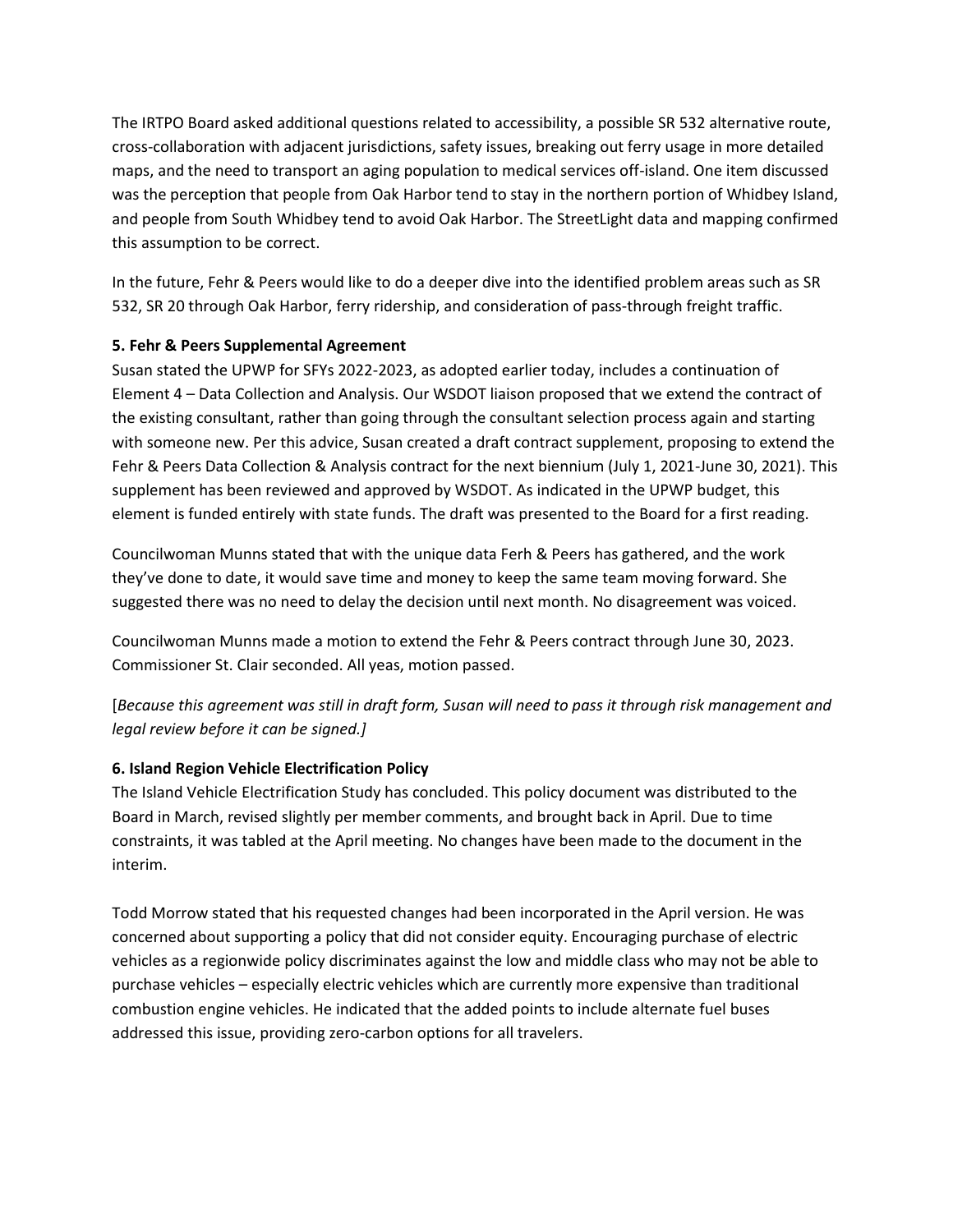The IRTPO Board asked additional questions related to accessibility, a possible SR 532 alternative route, cross-collaboration with adjacent jurisdictions, safety issues, breaking out ferry usage in more detailed maps, and the need to transport an aging population to medical services off-island. One item discussed was the perception that people from Oak Harbor tend to stay in the northern portion of Whidbey Island, and people from South Whidbey tend to avoid Oak Harbor. The StreetLight data and mapping confirmed this assumption to be correct.

In the future, Fehr & Peers would like to do a deeper dive into the identified problem areas such as SR 532, SR 20 through Oak Harbor, ferry ridership, and consideration of pass-through freight traffic.

**5. Fehr & Peers Supplemental Agreement**

Susan stated the UPWP for SFYs 2022-2023, as adopted earlier today, includes a continuation of Element 4 – Data Collection and Analysis. Our WSDOT liaison proposed that we extend the contract of the existing consultant, rather than going through the consultant selection process again and starting with someone new. Per this advice, Susan created a draft contract supplement, proposing to extend the Fehr & Peers Data Collection & Analysis contract for the next biennium (July 1, 2021-June 30, 2021). This supplement has been reviewed and approved by WSDOT. As indicated in the UPWP budget, this element is funded entirely with state funds. The draft was presented to the Board for a first reading.

Councilwoman Munns stated that with the unique data Ferh & Peers has gathered, and the work they've done to date, it would save time and money to keep the same team moving forward. She suggested there was no need to delay the decision until next month. No disagreement was voiced.

Councilwoman Munns made a motion to extend the Fehr & Peers contract through June 30, 2023. Commissioner St. Clair seconded. All yeas, motion passed.

[*Because this agreement was still in draft form, Susan will need to pass it through risk management and legal review before it can be signed.]*

**6. Island Region Vehicle Electrification Policy**

The Island Vehicle Electrification Study has concluded. This policy document was distributed to the Board in March, revised slightly per member comments, and brought back in April. Due to time constraints, it was tabled at the April meeting. No changes have been made to the document in the interim.

Todd Morrow stated that his requested changes had been incorporated in the April version. He was concerned about supporting a policy that did not consider equity. Encouraging purchase of electric vehicles as a regionwide policy discriminates against the low and middle class who may not be able to purchase vehicles – especially electric vehicles which are currently more expensive than traditional combustion engine vehicles. He indicated that the added points to include alternate fuel buses addressed this issue, providing zero-carbon options for all travelers.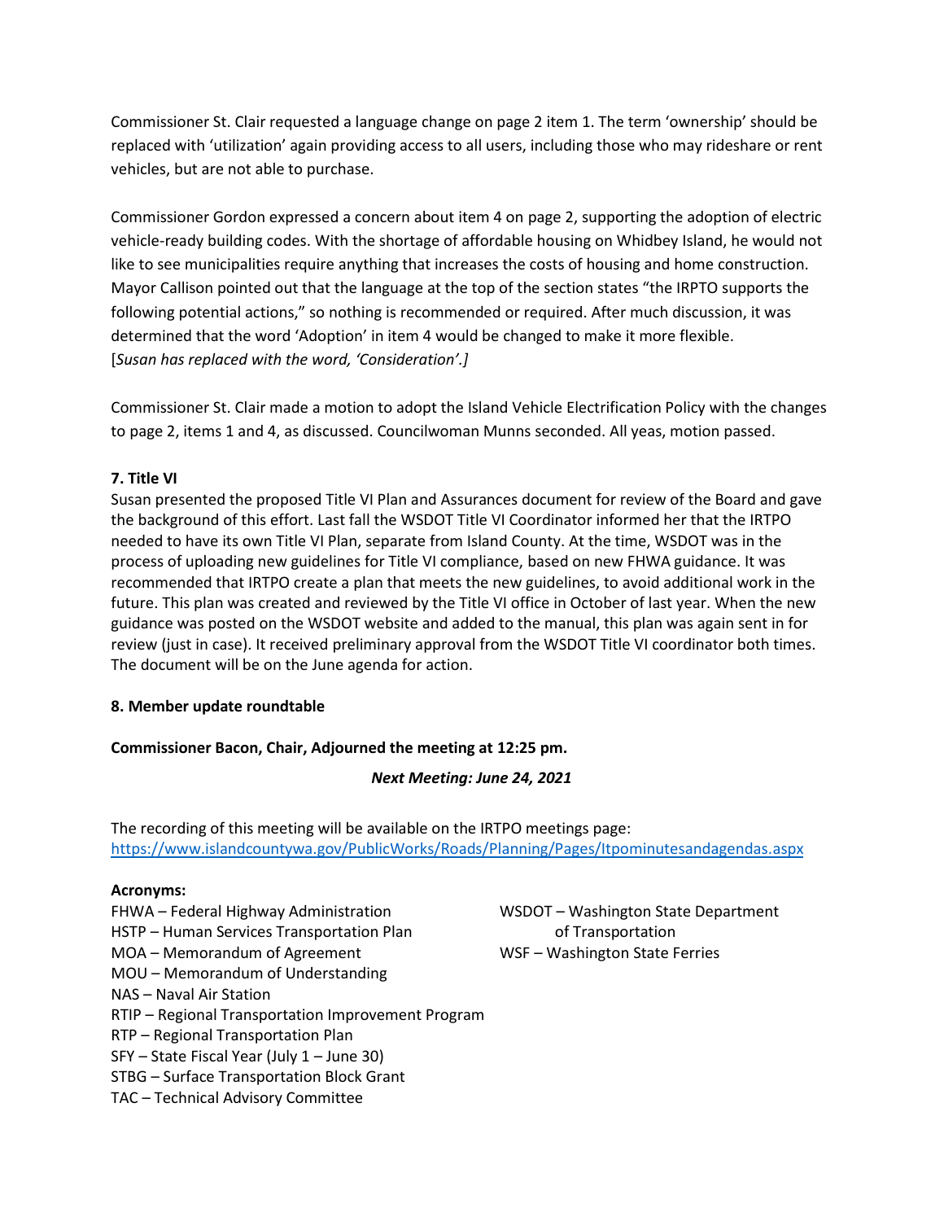Commissioner St. Clair requested a language change on page 2 item 1. The term 'ownership' should be replaced with 'utilization' again providing access to all users, including those who may rideshare or rent vehicles, but are not able to purchase.

Commissioner Gordon expressed a concern about item 4 on page 2, supporting the adoption of electric vehicle-ready building codes. With the shortage of affordable housing on Whidbey Island, he would not like to see municipalities require anything that increases the costs of housing and home construction. Mayor Callison pointed out that the language at the top of the section states "the IRPTO supports the following potential actions," so nothing is recommended or required. After much discussion, it was determined that the word 'Adoption' in item 4 would be changed to make it more flexible. [*Susan has replaced with the word, 'Consideration'.]*

Commissioner St. Clair made a motion to adopt the Island Vehicle Electrification Policy with the changes to page 2, items 1 and 4, as discussed. Councilwoman Munns seconded. All yeas, motion passed.

**7. Title VI**

Susan presented the proposed Title VI Plan and Assurances document for review of the Board and gave the background of this effort. Last fall the WSDOT Title VI Coordinator informed her that the IRTPO needed to have its own Title VI Plan, separate from Island County. At the time, WSDOT was in the process of uploading new guidelines for Title VI compliance, based on new FHWA guidance. It was recommended that IRTPO create a plan that meets the new guidelines, to avoid additional work in the future. This plan was created and reviewed by the Title VI office in October of last year. When the new guidance was posted on the WSDOT website and added to the manual, this plan was again sent in for review (just in case). It received preliminary approval from the WSDOT Title VI coordinator both times. The document will be on the June agenda for action.

**8. Member update roundtable**

**Commissioner Bacon, Chair, Adjourned the meeting at 12:25 pm.**

***Next Meeting: June 24, 2021***

The recording of this meeting will be available on the IRTPO meetings page: https://www.islandcountywa.gov/PublicWorks/Roads/Planning/Pages/Itpominutesandagendas.aspx

**Acronyms:**

FHWA – Federal Highway Administration
HSTP – Human Services Transportation Plan
MOA – Memorandum of Agreement
MOU – Memorandum of Understanding
NAS – Naval Air Station
RTIP – Regional Transportation Improvement Program
RTP – Regional Transportation Plan
SFY – State Fiscal Year (July 1 – June 30)
STBG – Surface Transportation Block Grant
TAC – Technical Advisory Committee
WSDOT – Washington State Department of Transportation
WSF – Washington State Ferries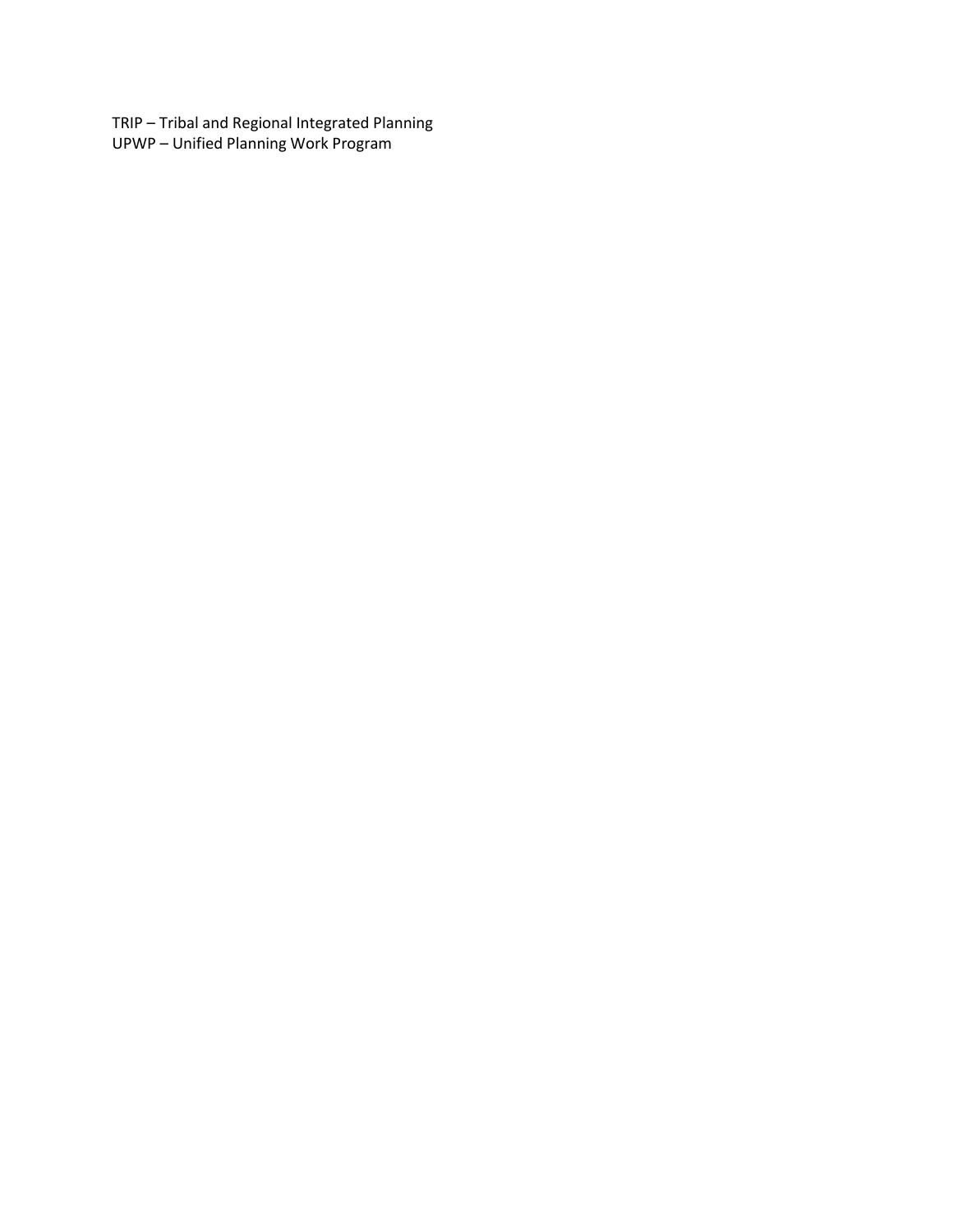TRIP – Tribal and Regional Integrated Planning
UPWP – Unified Planning Work Program